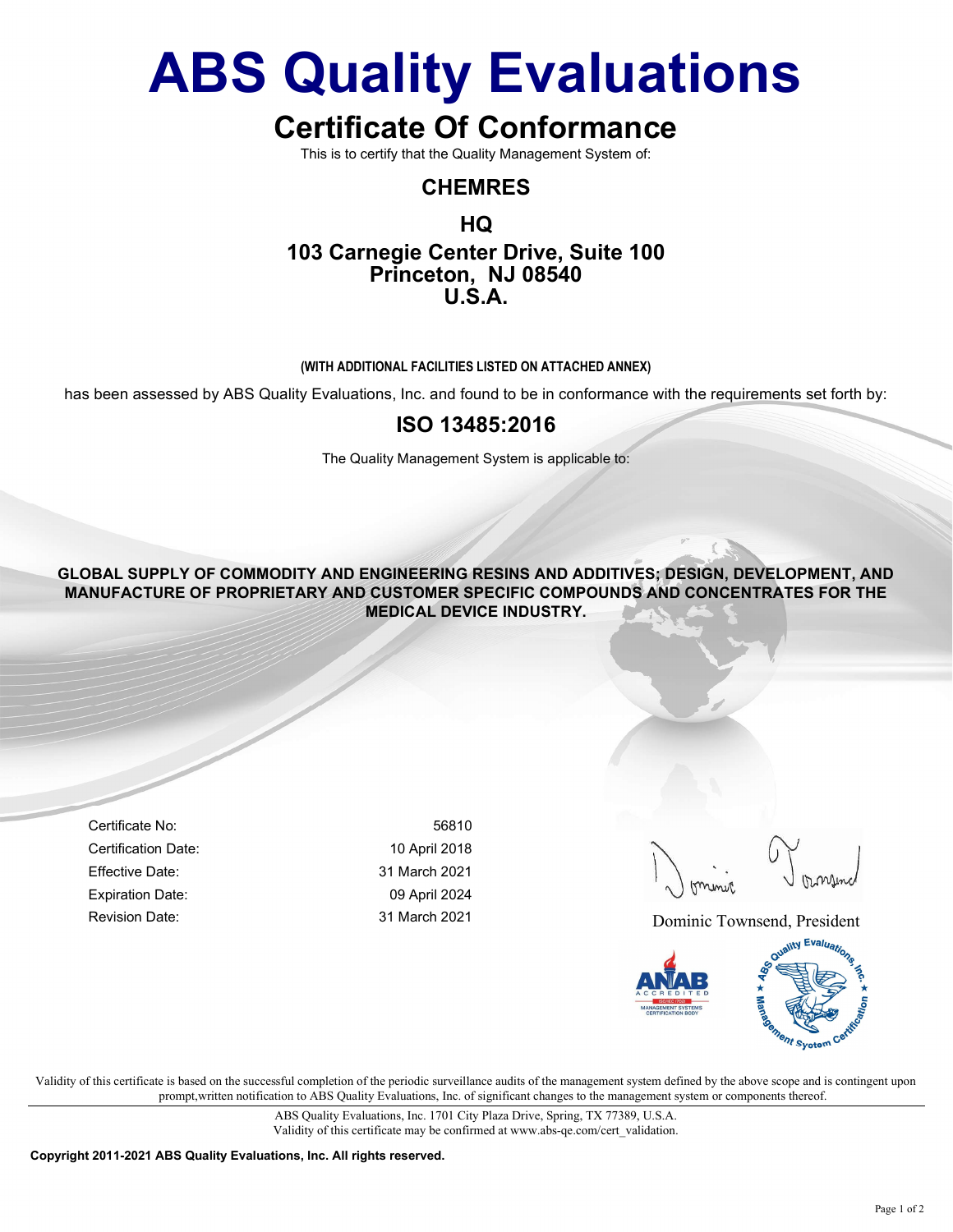# ABS Quality Evaluations

## Certificate Of Conformance

This is to certify that the Quality Management System of:

### CHEMRES

### HQ

### 103 Carnegie Center Drive, Suite 100
### Princeton, NJ 08540
### U.S.A.

**(WITH ADDITIONAL FACILITIES LISTED ON ATTACHED ANNEX)**

has been assessed by ABS Quality Evaluations, Inc. and found to be in conformance with the requirements set forth by:

## ISO 13485:2016

The Quality Management System is applicable to:

**GLOBAL SUPPLY OF COMMODITY AND ENGINEERING RESINS AND ADDITIVES; DESIGN, DEVELOPMENT, AND MANUFACTURE OF PROPRIETARY AND CUSTOMER SPECIFIC COMPOUNDS AND CONCENTRATES FOR THE MEDICAL DEVICE INDUSTRY.**

| | |
|---|---|
| Certificate No: | 56810 |
| Certification Date: | 10 April 2018 |
| Effective Date: | 31 March 2021 |
| Expiration Date: | 09 April 2024 |
| Revision Date: | 31 March 2021 |

Dominic Townsend, President

Validity of this certificate is based on the successful completion of the periodic surveillance audits of the management system defined by the above scope and is contingent upon prompt,written notification to ABS Quality Evaluations, Inc. of significant changes to the management system or components thereof.

ABS Quality Evaluations, Inc. 1701 City Plaza Drive, Spring, TX 77389, U.S.A.
Validity of this certificate may be confirmed at www.abs-qe.com/cert_validation.

**Copyright 2011-2021 ABS Quality Evaluations, Inc. All rights reserved.**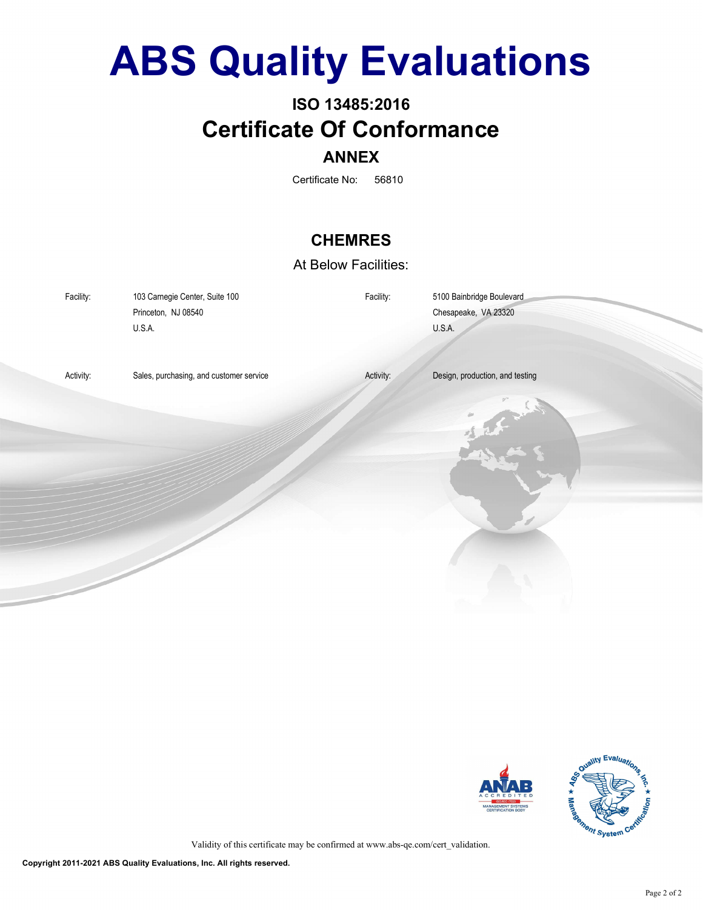# ABS Quality Evaluations

## ISO 13485:2016

## Certificate Of Conformance

### ANNEX

Certificate No: 56810

## CHEMRES

At Below Facilities:

| | | | |
|---|---|---|---|
| Facility: | 103 Carnegie Center, Suite 100<br>Princeton, NJ 08540<br>U.S.A. | Facility: | 5100 Bainbridge Boulevard<br>Chesapeake, VA 23320<br>U.S.A. |
| Activity: | Sales, purchasing, and customer service | Activity: | Design, production, and testing |

Validity of this certificate may be confirmed at www.abs-qe.com/cert_validation.

**Copyright 2011-2021 ABS Quality Evaluations, Inc. All rights reserved.**